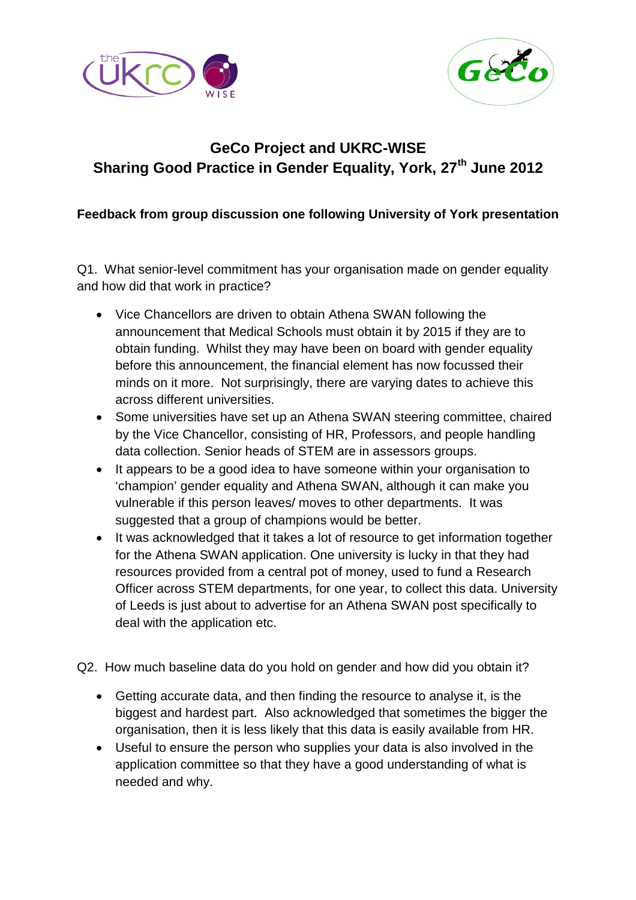# GeCo Project and UKRC-WISE
# Sharing Good Practice in Gender Equality, York, 27th June 2012

**Feedback from group discussion one following University of York presentation**

Q1. What senior-level commitment has your organisation made on gender equality and how did that work in practice?

- Vice Chancellors are driven to obtain Athena SWAN following the announcement that Medical Schools must obtain it by 2015 if they are to obtain funding. Whilst they may have been on board with gender equality before this announcement, the financial element has now focussed their minds on it more. Not surprisingly, there are varying dates to achieve this across different universities.
- Some universities have set up an Athena SWAN steering committee, chaired by the Vice Chancellor, consisting of HR, Professors, and people handling data collection. Senior heads of STEM are in assessors groups.
- It appears to be a good idea to have someone within your organisation to 'champion' gender equality and Athena SWAN, although it can make you vulnerable if this person leaves/ moves to other departments. It was suggested that a group of champions would be better.
- It was acknowledged that it takes a lot of resource to get information together for the Athena SWAN application. One university is lucky in that they had resources provided from a central pot of money, used to fund a Research Officer across STEM departments, for one year, to collect this data. University of Leeds is just about to advertise for an Athena SWAN post specifically to deal with the application etc.

Q2. How much baseline data do you hold on gender and how did you obtain it?

- Getting accurate data, and then finding the resource to analyse it, is the biggest and hardest part. Also acknowledged that sometimes the bigger the organisation, then it is less likely that this data is easily available from HR.
- Useful to ensure the person who supplies your data is also involved in the application committee so that they have a good understanding of what is needed and why.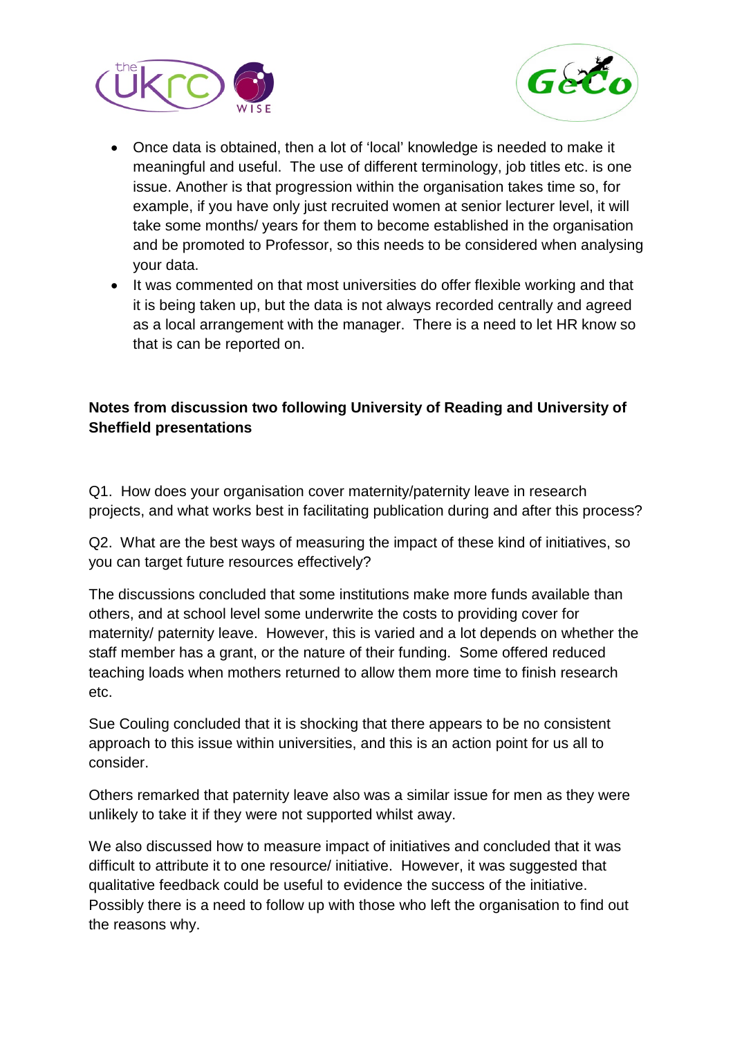- Once data is obtained, then a lot of 'local' knowledge is needed to make it meaningful and useful. The use of different terminology, job titles etc. is one issue. Another is that progression within the organisation takes time so, for example, if you have only just recruited women at senior lecturer level, it will take some months/ years for them to become established in the organisation and be promoted to Professor, so this needs to be considered when analysing your data.
- It was commented on that most universities do offer flexible working and that it is being taken up, but the data is not always recorded centrally and agreed as a local arrangement with the manager. There is a need to let HR know so that is can be reported on.

**Notes from discussion two following University of Reading and University of Sheffield presentations**

Q1. How does your organisation cover maternity/paternity leave in research projects, and what works best in facilitating publication during and after this process?

Q2. What are the best ways of measuring the impact of these kind of initiatives, so you can target future resources effectively?

The discussions concluded that some institutions make more funds available than others, and at school level some underwrite the costs to providing cover for maternity/ paternity leave. However, this is varied and a lot depends on whether the staff member has a grant, or the nature of their funding. Some offered reduced teaching loads when mothers returned to allow them more time to finish research etc.

Sue Couling concluded that it is shocking that there appears to be no consistent approach to this issue within universities, and this is an action point for us all to consider.

Others remarked that paternity leave also was a similar issue for men as they were unlikely to take it if they were not supported whilst away.

We also discussed how to measure impact of initiatives and concluded that it was difficult to attribute it to one resource/ initiative. However, it was suggested that qualitative feedback could be useful to evidence the success of the initiative. Possibly there is a need to follow up with those who left the organisation to find out the reasons why.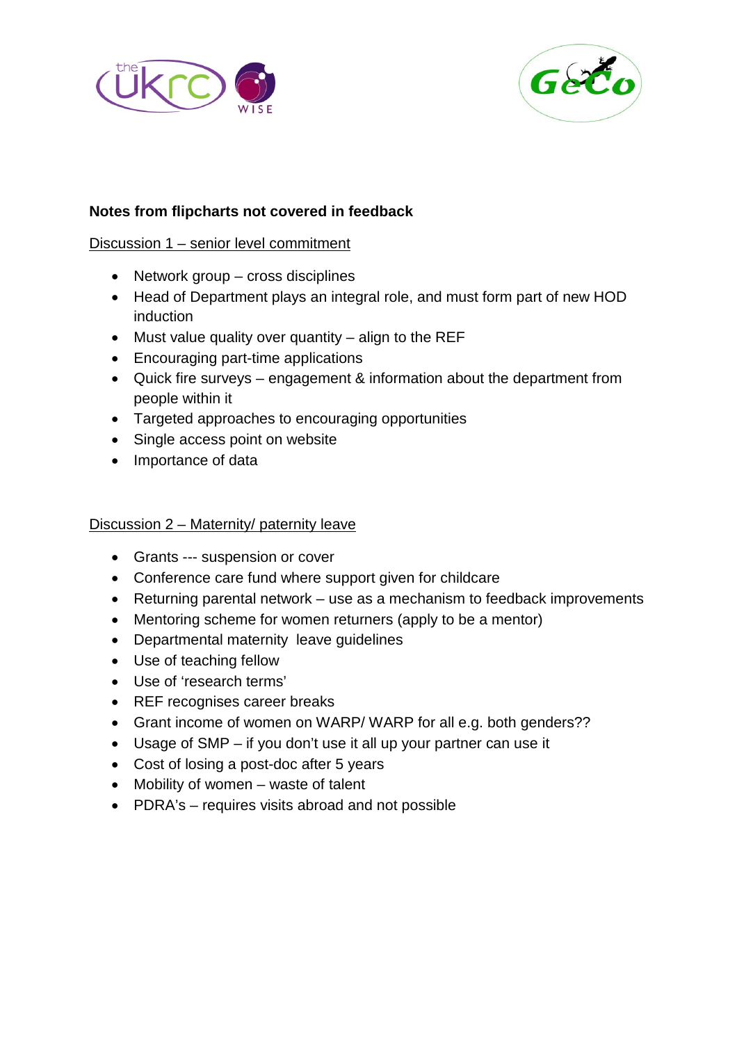**Notes from flipcharts not covered in feedback**

Discussion 1 – senior level commitment

- Network group – cross disciplines
- Head of Department plays an integral role, and must form part of new HOD induction
- Must value quality over quantity – align to the REF
- Encouraging part-time applications
- Quick fire surveys – engagement & information about the department from people within it
- Targeted approaches to encouraging opportunities
- Single access point on website
- Importance of data

Discussion 2 – Maternity/ paternity leave

- Grants --- suspension or cover
- Conference care fund where support given for childcare
- Returning parental network – use as a mechanism to feedback improvements
- Mentoring scheme for women returners (apply to be a mentor)
- Departmental maternity leave guidelines
- Use of teaching fellow
- Use of 'research terms'
- REF recognises career breaks
- Grant income of women on WARP/ WARP for all e.g. both genders??
- Usage of SMP – if you don't use it all up your partner can use it
- Cost of losing a post-doc after 5 years
- Mobility of women – waste of talent
- PDRA's – requires visits abroad and not possible